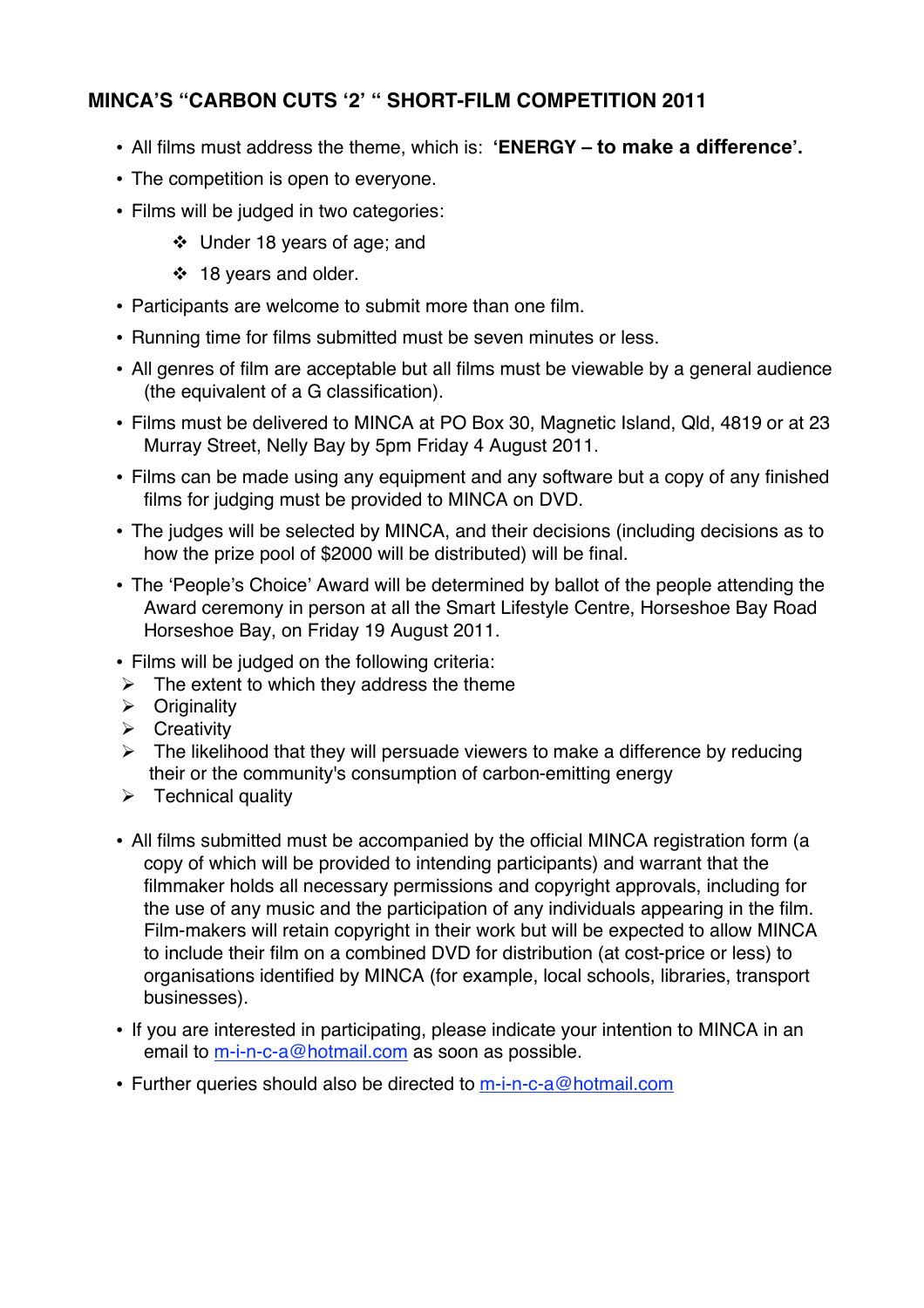## MINCA'S "CARBON CUTS '2' " SHORT-FILM COMPETITION 2011

- All films must address the theme, which is: **'ENERGY – to make a difference'.**
- The competition is open to everyone.
- Films will be judged in two categories:
  - Under 18 years of age; and
  - 18 years and older.
- Participants are welcome to submit more than one film.
- Running time for films submitted must be seven minutes or less.
- All genres of film are acceptable but all films must be viewable by a general audience (the equivalent of a G classification).
- Films must be delivered to MINCA at PO Box 30, Magnetic Island, Qld, 4819 or at 23 Murray Street, Nelly Bay by 5pm Friday 4 August 2011.
- Films can be made using any equipment and any software but a copy of any finished films for judging must be provided to MINCA on DVD.
- The judges will be selected by MINCA, and their decisions (including decisions as to how the prize pool of $2000 will be distributed) will be final.
- The 'People's Choice' Award will be determined by ballot of the people attending the Award ceremony in person at all the Smart Lifestyle Centre, Horseshoe Bay Road Horseshoe Bay, on Friday 19 August 2011.
- Films will be judged on the following criteria:
  - The extent to which they address the theme
  - Originality
  - Creativity
  - The likelihood that they will persuade viewers to make a difference by reducing their or the community's consumption of carbon-emitting energy
  - Technical quality
- All films submitted must be accompanied by the official MINCA registration form (a copy of which will be provided to intending participants) and warrant that the filmmaker holds all necessary permissions and copyright approvals, including for the use of any music and the participation of any individuals appearing in the film. Film-makers will retain copyright in their work but will be expected to allow MINCA to include their film on a combined DVD for distribution (at cost-price or less) to organisations identified by MINCA (for example, local schools, libraries, transport businesses).
- If you are interested in participating, please indicate your intention to MINCA in an email to m-i-n-c-a@hotmail.com as soon as possible.
- Further queries should also be directed to m-i-n-c-a@hotmail.com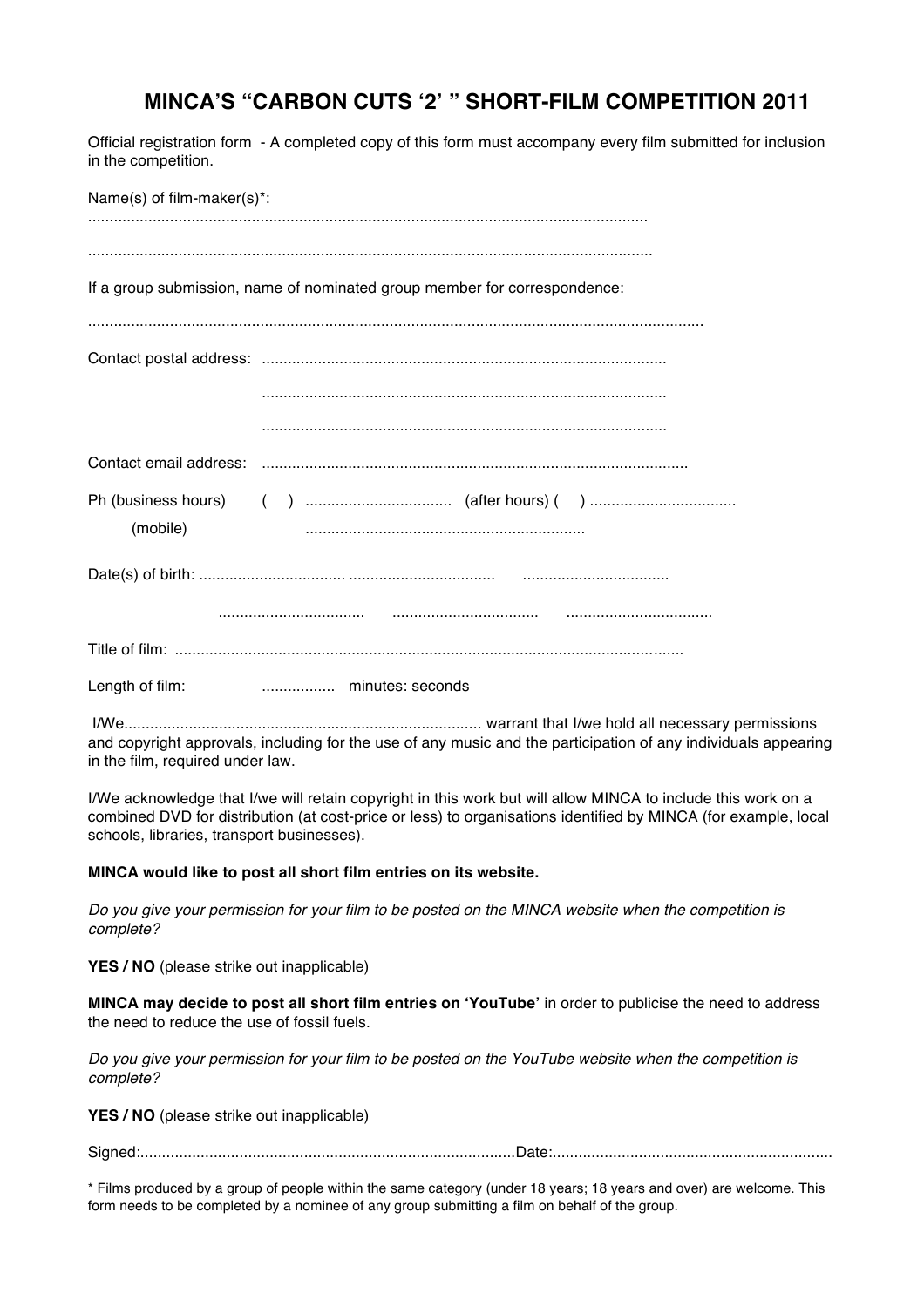# MINCA'S "CARBON CUTS '2' " SHORT-FILM COMPETITION 2011

Official registration form - A completed copy of this form must accompany every film submitted for inclusion in the competition.

Name(s) of film-maker(s)*:

.................................................................................................................................

.................................................................................................................................

If a group submission, name of nominated group member for correspondence:

.............................................................................................................................................

Contact postal address: ............................................................................................

............................................................................................

............................................................................................

Contact email address: .................................................................................................

Ph (business hours) ( ) ................................. (after hours) ( ) .................................

(mobile) ................................................................

Date(s) of birth: .................................. .................................. ..................................

.................................. .................................. ..................................

Title of film: ....................................................................................................................

Length of film: ................ minutes: seconds

I/We.................................................................................. warrant that I/we hold all necessary permissions and copyright approvals, including for the use of any music and the participation of any individuals appearing in the film, required under law.

I/We acknowledge that I/we will retain copyright in this work but will allow MINCA to include this work on a combined DVD for distribution (at cost-price or less) to organisations identified by MINCA (for example, local schools, libraries, transport businesses).

**MINCA would like to post all short film entries on its website.**

*Do you give your permission for your film to be posted on the MINCA website when the competition is complete?*

**YES / NO** (please strike out inapplicable)

**MINCA may decide to post all short film entries on 'YouTube'** in order to publicise the need to address the need to reduce the use of fossil fuels.

*Do you give your permission for your film to be posted on the YouTube website when the competition is complete?*

**YES / NO** (please strike out inapplicable)

Signed:......................................................................................Date:................................................................

* Films produced by a group of people within the same category (under 18 years; 18 years and over) are welcome. This form needs to be completed by a nominee of any group submitting a film on behalf of the group.